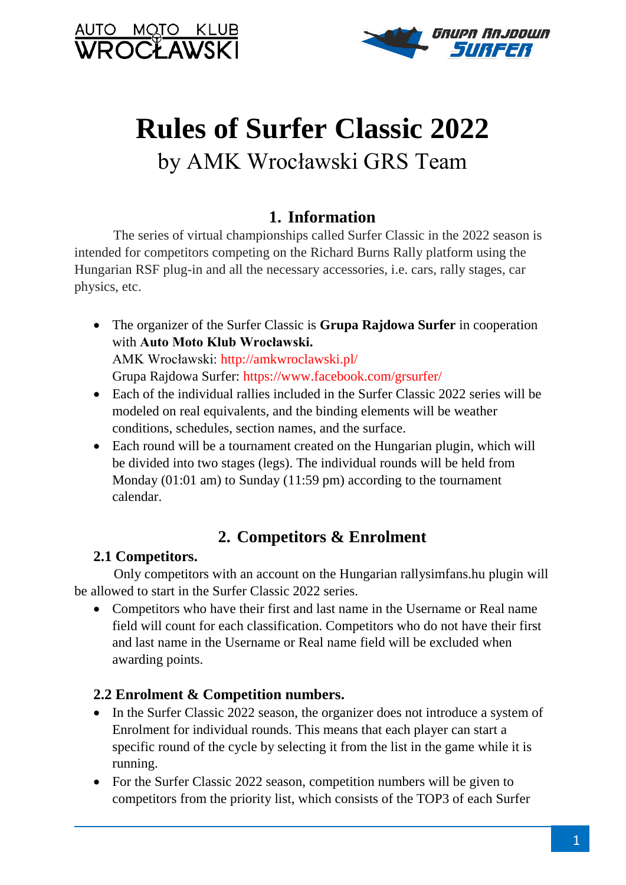# Rules of Surfer Classic 2022

by AMK Wrocławski GRS Team

## 1. Information

The series of virtual championships called Surfer Classic in the 2022 season is intended for competitors competing on the Richard Burns Rally platform using the Hungarian RSF plug-in and all the necessary accessories, i.e. cars, rally stages, car physics, etc.

- The organizer of the Surfer Classic is **Grupa Rajdowa Surfer** in cooperation with **Auto Moto Klub Wrocławski.**
  AMK Wrocławski: http://amkwroclawski.pl/
  Grupa Rajdowa Surfer: https://www.facebook.com/grsurfer/
- Each of the individual rallies included in the Surfer Classic 2022 series will be modeled on real equivalents, and the binding elements will be weather conditions, schedules, section names, and the surface.
- Each round will be a tournament created on the Hungarian plugin, which will be divided into two stages (legs). The individual rounds will be held from Monday (01:01 am) to Sunday (11:59 pm) according to the tournament calendar.

## 2. Competitors & Enrolment

### 2.1 Competitors.

Only competitors with an account on the Hungarian rallysimfans.hu plugin will be allowed to start in the Surfer Classic 2022 series.

- Competitors who have their first and last name in the Username or Real name field will count for each classification. Competitors who do not have their first and last name in the Username or Real name field will be excluded when awarding points.

### 2.2 Enrolment & Competition numbers.

- In the Surfer Classic 2022 season, the organizer does not introduce a system of Enrolment for individual rounds. This means that each player can start a specific round of the cycle by selecting it from the list in the game while it is running.
- For the Surfer Classic 2022 season, competition numbers will be given to competitors from the priority list, which consists of the TOP3 of each Surfer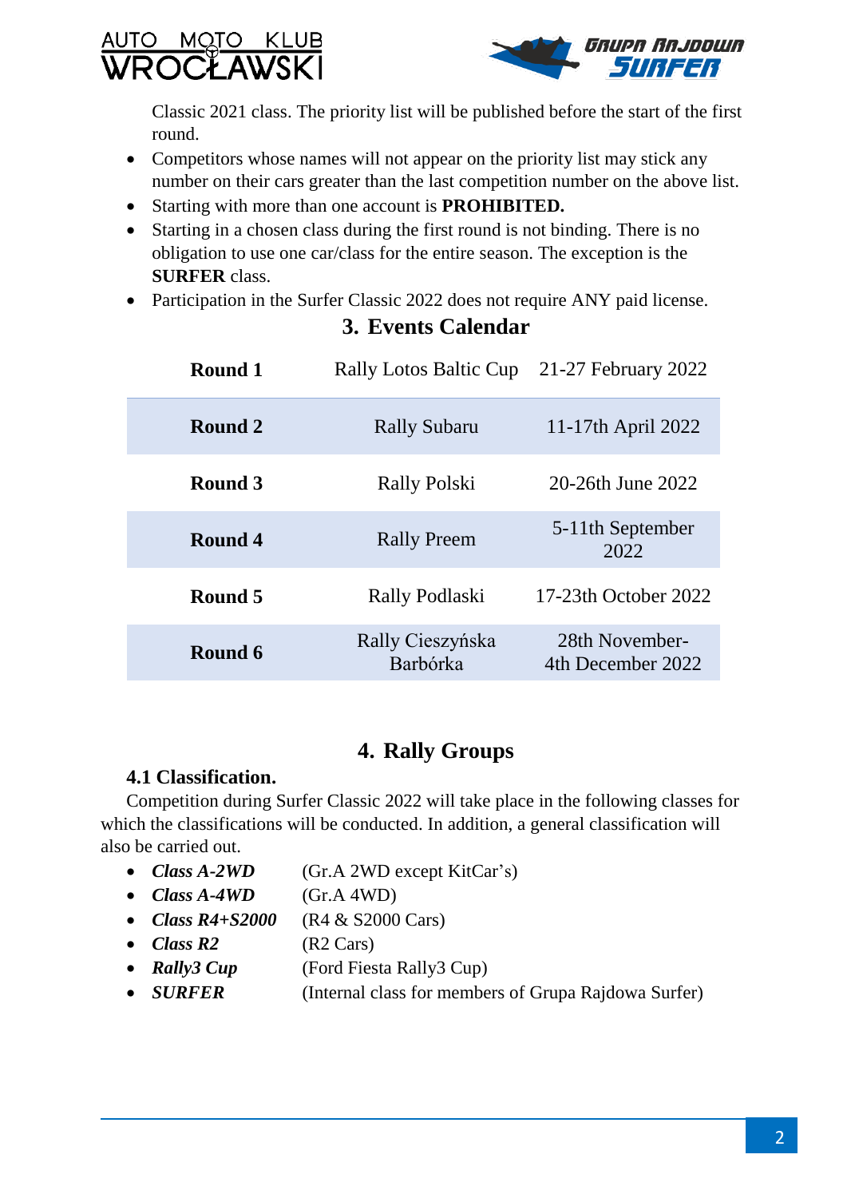Classic 2021 class. The priority list will be published before the start of the first round.

- Competitors whose names will not appear on the priority list may stick any number on their cars greater than the last competition number on the above list.
- Starting with more than one account is **PROHIBITED.**
- Starting in a chosen class during the first round is not binding. There is no obligation to use one car/class for the entire season. The exception is the **SURFER** class.
- Participation in the Surfer Classic 2022 does not require ANY paid license.

## 3. Events Calendar

| | | |
|---|---|---|
| **Round 1** | Rally Lotos Baltic Cup | 21-27 February 2022 |
| **Round 2** | Rally Subaru | 11-17th April 2022 |
| **Round 3** | Rally Polski | 20-26th June 2022 |
| **Round 4** | Rally Preem | 5-11th September 2022 |
| **Round 5** | Rally Podlaski | 17-23th October 2022 |
| **Round 6** | Rally Cieszyńska Barbórka | 28th November-4th December 2022 |

## 4. Rally Groups

### 4.1 Classification.

Competition during Surfer Classic 2022 will take place in the following classes for which the classifications will be conducted. In addition, a general classification will also be carried out.

- ***Class A-2WD*** (Gr.A 2WD except KitCar's)
- ***Class A-4WD*** (Gr.A 4WD)
- ***Class R4+S2000*** (R4 & S2000 Cars)
- ***Class R2*** (R2 Cars)
- ***Rally3 Cup*** (Ford Fiesta Rally3 Cup)
- ***SURFER*** (Internal class for members of Grupa Rajdowa Surfer)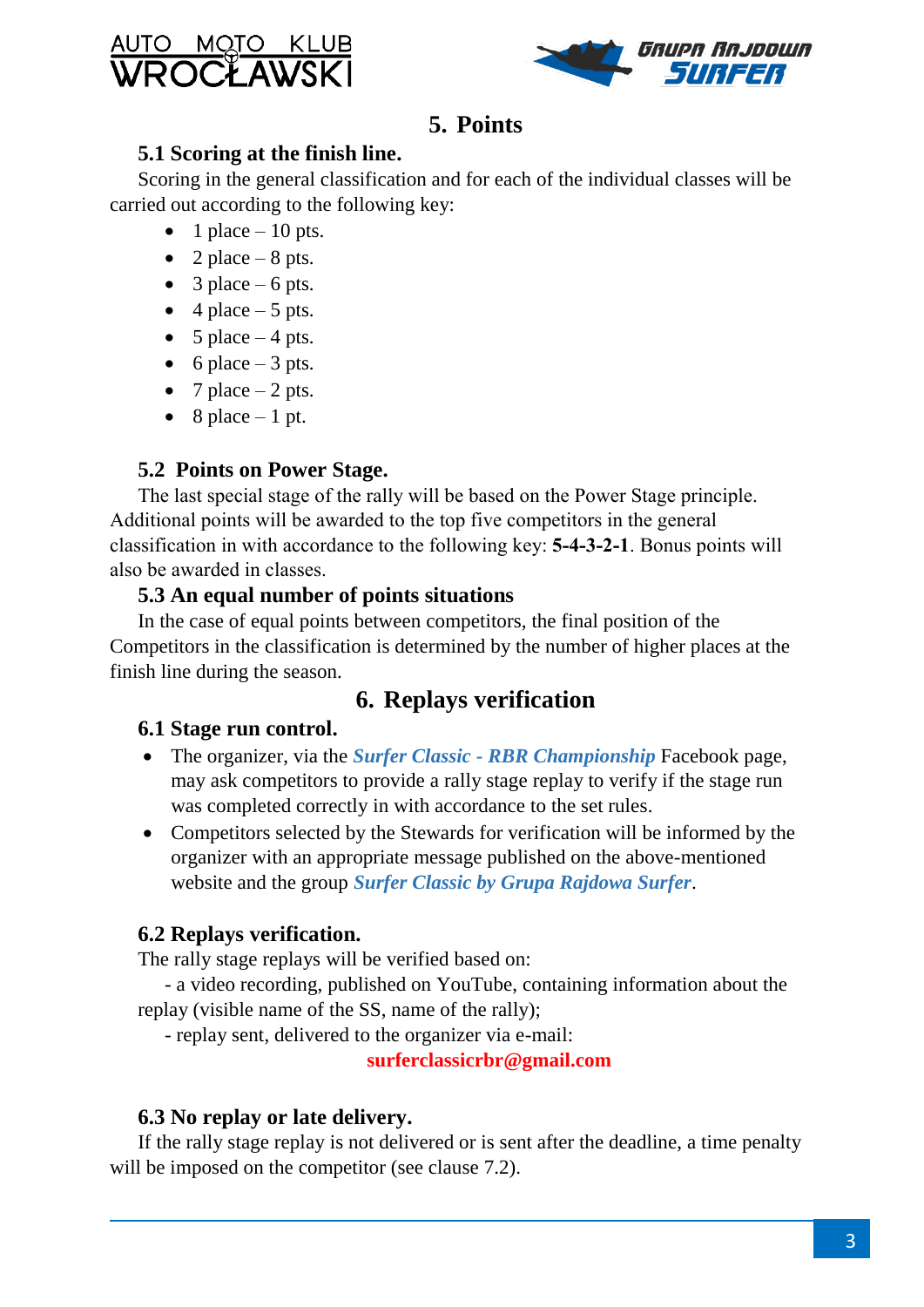## 5. Points

### 5.1 Scoring at the finish line.

Scoring in the general classification and for each of the individual classes will be carried out according to the following key:

- 1 place – 10 pts.
- 2 place – 8 pts.
- 3 place – 6 pts.
- 4 place – 5 pts.
- 5 place – 4 pts.
- 6 place – 3 pts.
- 7 place – 2 pts.
- 8 place – 1 pt.

### 5.2 Points on Power Stage.

The last special stage of the rally will be based on the Power Stage principle. Additional points will be awarded to the top five competitors in the general classification in with accordance to the following key: **5-4-3-2-1**. Bonus points will also be awarded in classes.

### 5.3 An equal number of points situations

In the case of equal points between competitors, the final position of the Competitors in the classification is determined by the number of higher places at the finish line during the season.

## 6. Replays verification

### 6.1 Stage run control.

- The organizer, via the ***Surfer Classic - RBR Championship*** Facebook page, may ask competitors to provide a rally stage replay to verify if the stage run was completed correctly in with accordance to the set rules.
- Competitors selected by the Stewards for verification will be informed by the organizer with an appropriate message published on the above-mentioned website and the group ***Surfer Classic by Grupa Rajdowa Surfer***.

### 6.2 Replays verification.

The rally stage replays will be verified based on:

- a video recording, published on YouTube, containing information about the replay (visible name of the SS, name of the rally);
- replay sent, delivered to the organizer via e-mail:

**surferclassicrbr@gmail.com**

### 6.3 No replay or late delivery.

If the rally stage replay is not delivered or is sent after the deadline, a time penalty will be imposed on the competitor (see clause 7.2).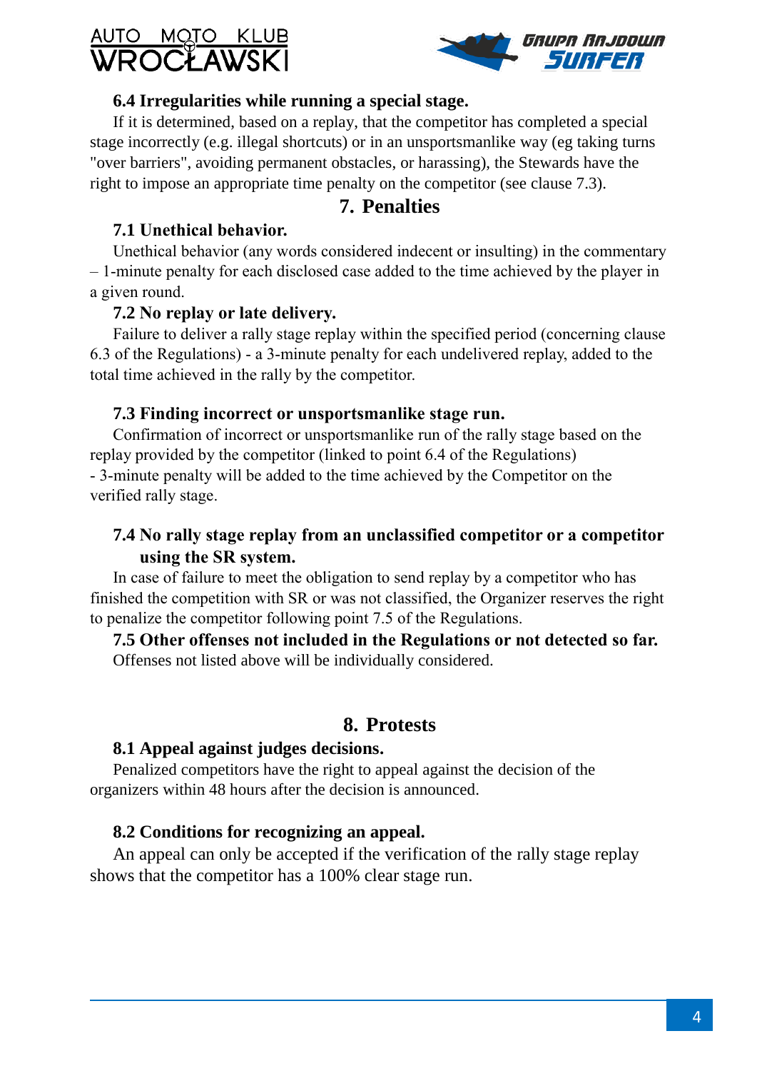### 6.4 Irregularities while running a special stage.

If it is determined, based on a replay, that the competitor has completed a special stage incorrectly (e.g. illegal shortcuts) or in an unsportsmanlike way (eg taking turns "over barriers", avoiding permanent obstacles, or harassing), the Stewards have the right to impose an appropriate time penalty on the competitor (see clause 7.3).

## 7. Penalties

### 7.1 Unethical behavior.

Unethical behavior (any words considered indecent or insulting) in the commentary – 1-minute penalty for each disclosed case added to the time achieved by the player in a given round.

### 7.2 No replay or late delivery.

Failure to deliver a rally stage replay within the specified period (concerning clause 6.3 of the Regulations) - a 3-minute penalty for each undelivered replay, added to the total time achieved in the rally by the competitor.

### 7.3 Finding incorrect or unsportsmanlike stage run.

Confirmation of incorrect or unsportsmanlike run of the rally stage based on the replay provided by the competitor (linked to point 6.4 of the Regulations)
- 3-minute penalty will be added to the time achieved by the Competitor on the verified rally stage.

### 7.4 No rally stage replay from an unclassified competitor or a competitor using the SR system.

In case of failure to meet the obligation to send replay by a competitor who has finished the competition with SR or was not classified, the Organizer reserves the right to penalize the competitor following point 7.5 of the Regulations.

### 7.5 Other offenses not included in the Regulations or not detected so far.

Offenses not listed above will be individually considered.

## 8. Protests

### 8.1 Appeal against judges decisions.

Penalized competitors have the right to appeal against the decision of the organizers within 48 hours after the decision is announced.

### 8.2 Conditions for recognizing an appeal.

An appeal can only be accepted if the verification of the rally stage replay shows that the competitor has a 100% clear stage run.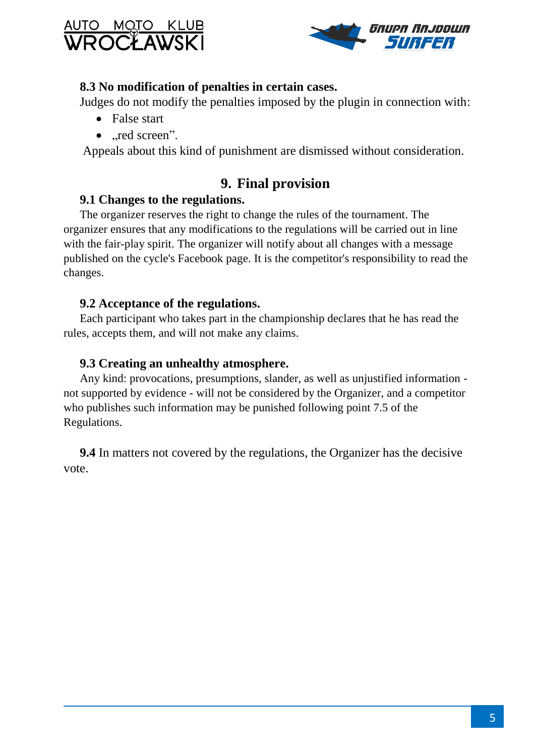**8.3 No modification of penalties in certain cases.**

Judges do not modify the penalties imposed by the plugin in connection with:

- False start
- „red screen".

Appeals about this kind of punishment are dismissed without consideration.

## 9. Final provision

**9.1 Changes to the regulations.**

The organizer reserves the right to change the rules of the tournament. The organizer ensures that any modifications to the regulations will be carried out in line with the fair-play spirit. The organizer will notify about all changes with a message published on the cycle's Facebook page. It is the competitor's responsibility to read the changes.

**9.2 Acceptance of the regulations.**

Each participant who takes part in the championship declares that he has read the rules, accepts them, and will not make any claims.

**9.3 Creating an unhealthy atmosphere.**

Any kind: provocations, presumptions, slander, as well as unjustified information - not supported by evidence - will not be considered by the Organizer, and a competitor who publishes such information may be punished following point 7.5 of the Regulations.

**9.4** In matters not covered by the regulations, the Organizer has the decisive vote.